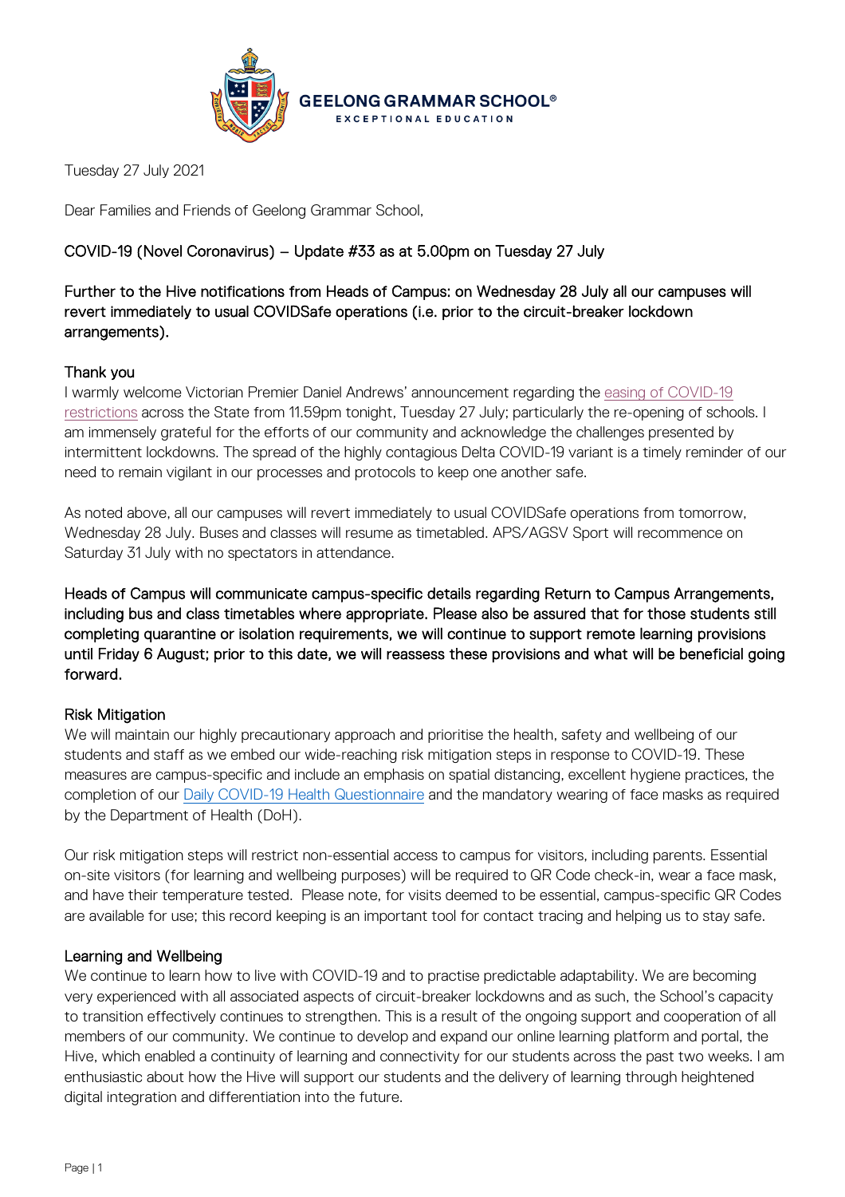GEELONG GRAMMAR SCHOOL®
EXCEPTIONAL EDUCATION

Tuesday 27 July 2021

Dear Families and Friends of Geelong Grammar School,

COVID-19 (Novel Coronavirus) – Update #33 as at 5.00pm on Tuesday 27 July

Further to the Hive notifications from Heads of Campus: on Wednesday 28 July all our campuses will revert immediately to usual COVIDSafe operations (i.e. prior to the circuit-breaker lockdown arrangements).

## Thank you

I warmly welcome Victorian Premier Daniel Andrews' announcement regarding the easing of COVID-19 restrictions across the State from 11.59pm tonight, Tuesday 27 July; particularly the re-opening of schools. I am immensely grateful for the efforts of our community and acknowledge the challenges presented by intermittent lockdowns. The spread of the highly contagious Delta COVID-19 variant is a timely reminder of our need to remain vigilant in our processes and protocols to keep one another safe.

As noted above, all our campuses will revert immediately to usual COVIDSafe operations from tomorrow, Wednesday 28 July. Buses and classes will resume as timetabled. APS/AGSV Sport will recommence on Saturday 31 July with no spectators in attendance.

Heads of Campus will communicate campus-specific details regarding Return to Campus Arrangements, including bus and class timetables where appropriate. Please also be assured that for those students still completing quarantine or isolation requirements, we will continue to support remote learning provisions until Friday 6 August; prior to this date, we will reassess these provisions and what will be beneficial going forward.

## Risk Mitigation

We will maintain our highly precautionary approach and prioritise the health, safety and wellbeing of our students and staff as we embed our wide-reaching risk mitigation steps in response to COVID-19. These measures are campus-specific and include an emphasis on spatial distancing, excellent hygiene practices, the completion of our Daily COVID-19 Health Questionnaire and the mandatory wearing of face masks as required by the Department of Health (DoH).

Our risk mitigation steps will restrict non-essential access to campus for visitors, including parents. Essential on-site visitors (for learning and wellbeing purposes) will be required to QR Code check-in, wear a face mask, and have their temperature tested. Please note, for visits deemed to be essential, campus-specific QR Codes are available for use; this record keeping is an important tool for contact tracing and helping us to stay safe.

## Learning and Wellbeing

We continue to learn how to live with COVID-19 and to practise predictable adaptability. We are becoming very experienced with all associated aspects of circuit-breaker lockdowns and as such, the School's capacity to transition effectively continues to strengthen. This is a result of the ongoing support and cooperation of all members of our community. We continue to develop and expand our online learning platform and portal, the Hive, which enabled a continuity of learning and connectivity for our students across the past two weeks. I am enthusiastic about how the Hive will support our students and the delivery of learning through heightened digital integration and differentiation into the future.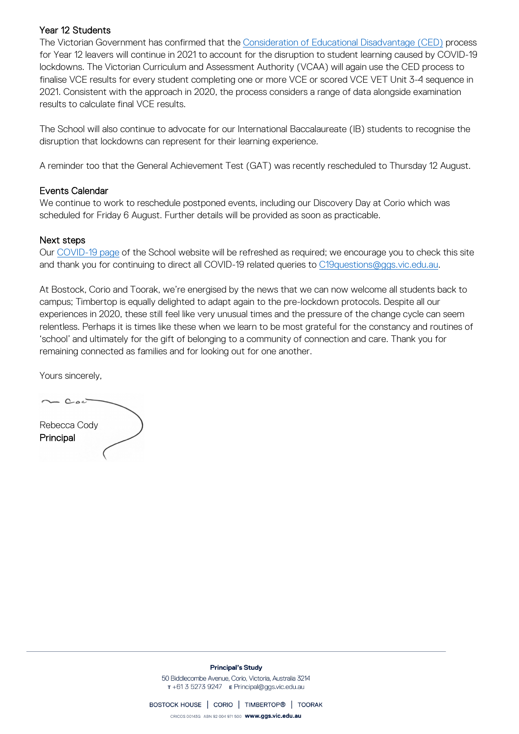### Year 12 Students

The Victorian Government has confirmed that the [Consideration of Educational Disadvantage (CED)] process for Year 12 leavers will continue in 2021 to account for the disruption to student learning caused by COVID-19 lockdowns. The Victorian Curriculum and Assessment Authority (VCAA) will again use the CED process to finalise VCE results for every student completing one or more VCE or scored VCE VET Unit 3-4 sequence in 2021. Consistent with the approach in 2020, the process considers a range of data alongside examination results to calculate final VCE results.

The School will also continue to advocate for our International Baccalaureate (IB) students to recognise the disruption that lockdowns can represent for their learning experience.

A reminder too that the General Achievement Test (GAT) was recently rescheduled to Thursday 12 August.

### Events Calendar

We continue to work to reschedule postponed events, including our Discovery Day at Corio which was scheduled for Friday 6 August. Further details will be provided as soon as practicable.

### Next steps

Our COVID-19 page of the School website will be refreshed as required; we encourage you to check this site and thank you for continuing to direct all COVID-19 related queries to C19questions@ggs.vic.edu.au.

At Bostock, Corio and Toorak, we're energised by the news that we can now welcome all students back to campus; Timbertop is equally delighted to adapt again to the pre-lockdown protocols. Despite all our experiences in 2020, these still feel like very unusual times and the pressure of the change cycle can seem relentless. Perhaps it is times like these when we learn to be most grateful for the constancy and routines of 'school' and ultimately for the gift of belonging to a community of connection and care. Thank you for remaining connected as families and for looking out for one another.

Yours sincerely,

Rebecca Cody
**Principal**

**Principal's Study**
50 Biddlecombe Avenue, Corio, Victoria, Australia 3214
T +61 3 5273 9247 E Principal@ggs.vic.edu.au

BOSTOCK HOUSE | CORIO | TIMBERTOP® | TOORAK

CRICOS 00143G ABN 92 004 971 500 **www.ggs.vic.edu.au**